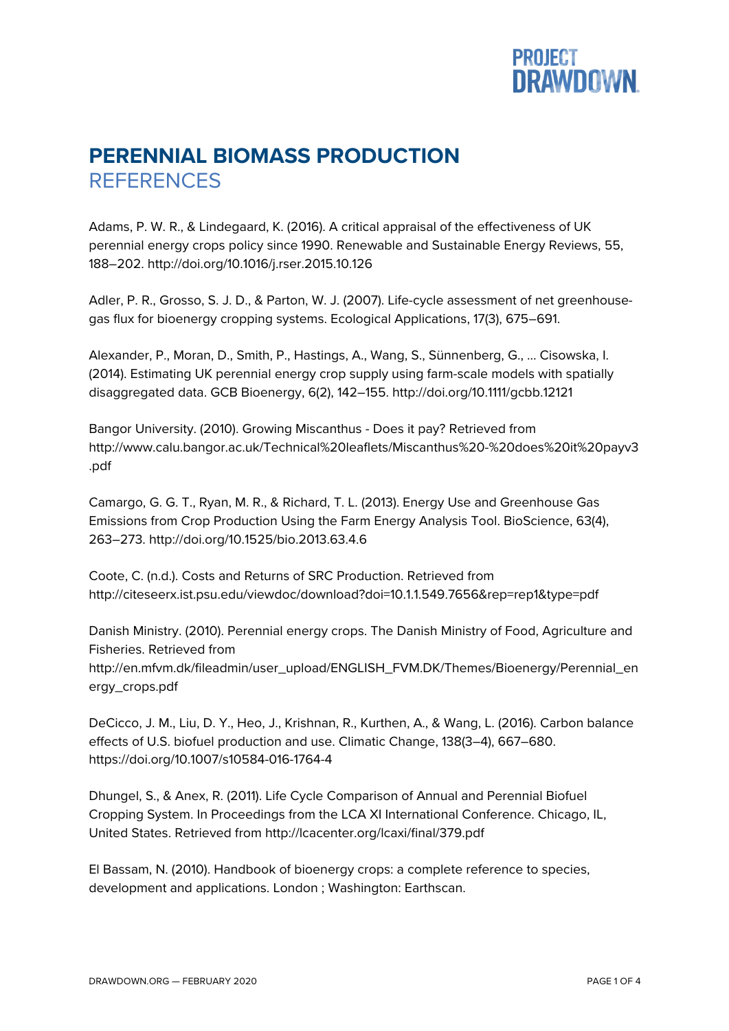# PERENNIAL BIOMASS PRODUCTION

## REFERENCES

Adams, P. W. R., & Lindegaard, K. (2016). A critical appraisal of the effectiveness of UK perennial energy crops policy since 1990. Renewable and Sustainable Energy Reviews, 55, 188–202. http://doi.org/10.1016/j.rser.2015.10.126

Adler, P. R., Grosso, S. J. D., & Parton, W. J. (2007). Life-cycle assessment of net greenhouse-gas flux for bioenergy cropping systems. Ecological Applications, 17(3), 675–691.

Alexander, P., Moran, D., Smith, P., Hastings, A., Wang, S., Sünnenberg, G., ... Cisowska, I. (2014). Estimating UK perennial energy crop supply using farm-scale models with spatially disaggregated data. GCB Bioenergy, 6(2), 142–155. http://doi.org/10.1111/gcbb.12121

Bangor University. (2010). Growing Miscanthus - Does it pay? Retrieved from http://www.calu.bangor.ac.uk/Technical%20leaflets/Miscanthus%20-%20does%20it%20payv3.pdf

Camargo, G. G. T., Ryan, M. R., & Richard, T. L. (2013). Energy Use and Greenhouse Gas Emissions from Crop Production Using the Farm Energy Analysis Tool. BioScience, 63(4), 263–273. http://doi.org/10.1525/bio.2013.63.4.6

Coote, C. (n.d.). Costs and Returns of SRC Production. Retrieved from http://citeseerx.ist.psu.edu/viewdoc/download?doi=10.1.1.549.7656&rep=rep1&type=pdf

Danish Ministry. (2010). Perennial energy crops. The Danish Ministry of Food, Agriculture and Fisheries. Retrieved from http://en.mfvm.dk/fileadmin/user_upload/ENGLISH_FVM.DK/Themes/Bioenergy/Perennial_energy_crops.pdf

DeCicco, J. M., Liu, D. Y., Heo, J., Krishnan, R., Kurthen, A., & Wang, L. (2016). Carbon balance effects of U.S. biofuel production and use. Climatic Change, 138(3–4), 667–680. https://doi.org/10.1007/s10584-016-1764-4

Dhungel, S., & Anex, R. (2011). Life Cycle Comparison of Annual and Perennial Biofuel Cropping System. In Proceedings from the LCA XI International Conference. Chicago, IL, United States. Retrieved from http://lcacenter.org/lcaxi/final/379.pdf

El Bassam, N. (2010). Handbook of bioenergy crops: a complete reference to species, development and applications. London ; Washington: Earthscan.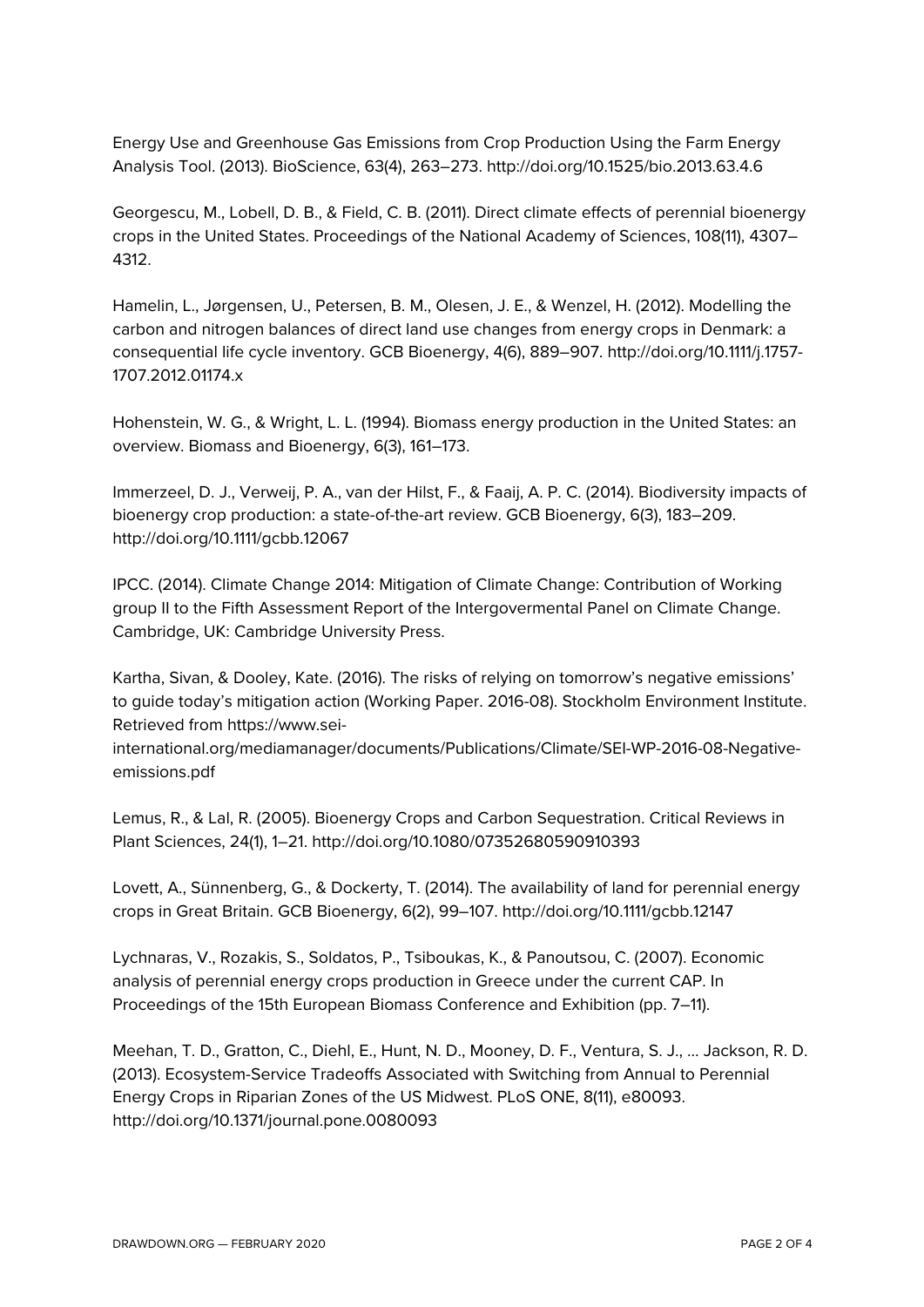Energy Use and Greenhouse Gas Emissions from Crop Production Using the Farm Energy Analysis Tool. (2013). BioScience, 63(4), 263–273. http://doi.org/10.1525/bio.2013.63.4.6

Georgescu, M., Lobell, D. B., & Field, C. B. (2011). Direct climate effects of perennial bioenergy crops in the United States. Proceedings of the National Academy of Sciences, 108(11), 4307–4312.

Hamelin, L., Jørgensen, U., Petersen, B. M., Olesen, J. E., & Wenzel, H. (2012). Modelling the carbon and nitrogen balances of direct land use changes from energy crops in Denmark: a consequential life cycle inventory. GCB Bioenergy, 4(6), 889–907. http://doi.org/10.1111/j.1757-1707.2012.01174.x

Hohenstein, W. G., & Wright, L. L. (1994). Biomass energy production in the United States: an overview. Biomass and Bioenergy, 6(3), 161–173.

Immerzeel, D. J., Verweij, P. A., van der Hilst, F., & Faaij, A. P. C. (2014). Biodiversity impacts of bioenergy crop production: a state-of-the-art review. GCB Bioenergy, 6(3), 183–209. http://doi.org/10.1111/gcbb.12067

IPCC. (2014). Climate Change 2014: Mitigation of Climate Change: Contribution of Working group II to the Fifth Assessment Report of the Intergovermental Panel on Climate Change. Cambridge, UK: Cambridge University Press.

Kartha, Sivan, & Dooley, Kate. (2016). The risks of relying on tomorrow's negative emissions' to guide today's mitigation action (Working Paper. 2016-08). Stockholm Environment Institute. Retrieved from https://www.sei-international.org/mediamanager/documents/Publications/Climate/SEI-WP-2016-08-Negative-emissions.pdf

Lemus, R., & Lal, R. (2005). Bioenergy Crops and Carbon Sequestration. Critical Reviews in Plant Sciences, 24(1), 1–21. http://doi.org/10.1080/07352680590910393

Lovett, A., Sünnenberg, G., & Dockerty, T. (2014). The availability of land for perennial energy crops in Great Britain. GCB Bioenergy, 6(2), 99–107. http://doi.org/10.1111/gcbb.12147

Lychnaras, V., Rozakis, S., Soldatos, P., Tsiboukas, K., & Panoutsou, C. (2007). Economic analysis of perennial energy crops production in Greece under the current CAP. In Proceedings of the 15th European Biomass Conference and Exhibition (pp. 7–11).

Meehan, T. D., Gratton, C., Diehl, E., Hunt, N. D., Mooney, D. F., Ventura, S. J., … Jackson, R. D. (2013). Ecosystem-Service Tradeoffs Associated with Switching from Annual to Perennial Energy Crops in Riparian Zones of the US Midwest. PLoS ONE, 8(11), e80093. http://doi.org/10.1371/journal.pone.0080093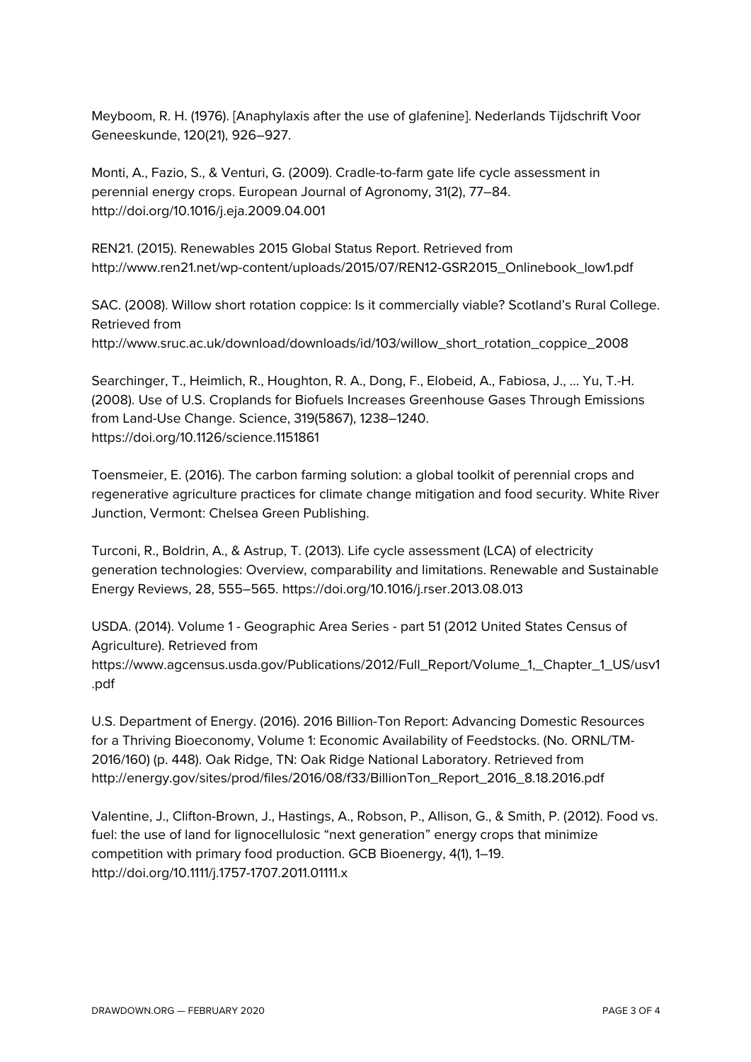Meyboom, R. H. (1976). [Anaphylaxis after the use of glafenine]. Nederlands Tijdschrift Voor Geneeskunde, 120(21), 926–927.

Monti, A., Fazio, S., & Venturi, G. (2009). Cradle-to-farm gate life cycle assessment in perennial energy crops. European Journal of Agronomy, 31(2), 77–84. http://doi.org/10.1016/j.eja.2009.04.001

REN21. (2015). Renewables 2015 Global Status Report. Retrieved from http://www.ren21.net/wp-content/uploads/2015/07/REN12-GSR2015_Onlinebook_low1.pdf

SAC. (2008). Willow short rotation coppice: Is it commercially viable? Scotland's Rural College. Retrieved from http://www.sruc.ac.uk/download/downloads/id/103/willow_short_rotation_coppice_2008

Searchinger, T., Heimlich, R., Houghton, R. A., Dong, F., Elobeid, A., Fabiosa, J., … Yu, T.-H. (2008). Use of U.S. Croplands for Biofuels Increases Greenhouse Gases Through Emissions from Land-Use Change. Science, 319(5867), 1238–1240. https://doi.org/10.1126/science.1151861

Toensmeier, E. (2016). The carbon farming solution: a global toolkit of perennial crops and regenerative agriculture practices for climate change mitigation and food security. White River Junction, Vermont: Chelsea Green Publishing.

Turconi, R., Boldrin, A., & Astrup, T. (2013). Life cycle assessment (LCA) of electricity generation technologies: Overview, comparability and limitations. Renewable and Sustainable Energy Reviews, 28, 555–565. https://doi.org/10.1016/j.rser.2013.08.013

USDA. (2014). Volume 1 - Geographic Area Series - part 51 (2012 United States Census of Agriculture). Retrieved from https://www.agcensus.usda.gov/Publications/2012/Full_Report/Volume_1,_Chapter_1_US/usv1.pdf

U.S. Department of Energy. (2016). 2016 Billion-Ton Report: Advancing Domestic Resources for a Thriving Bioeconomy, Volume 1: Economic Availability of Feedstocks. (No. ORNL/TM-2016/160) (p. 448). Oak Ridge, TN: Oak Ridge National Laboratory. Retrieved from http://energy.gov/sites/prod/files/2016/08/f33/BillionTon_Report_2016_8.18.2016.pdf

Valentine, J., Clifton-Brown, J., Hastings, A., Robson, P., Allison, G., & Smith, P. (2012). Food vs. fuel: the use of land for lignocellulosic "next generation" energy crops that minimize competition with primary food production. GCB Bioenergy, 4(1), 1–19. http://doi.org/10.1111/j.1757-1707.2011.01111.x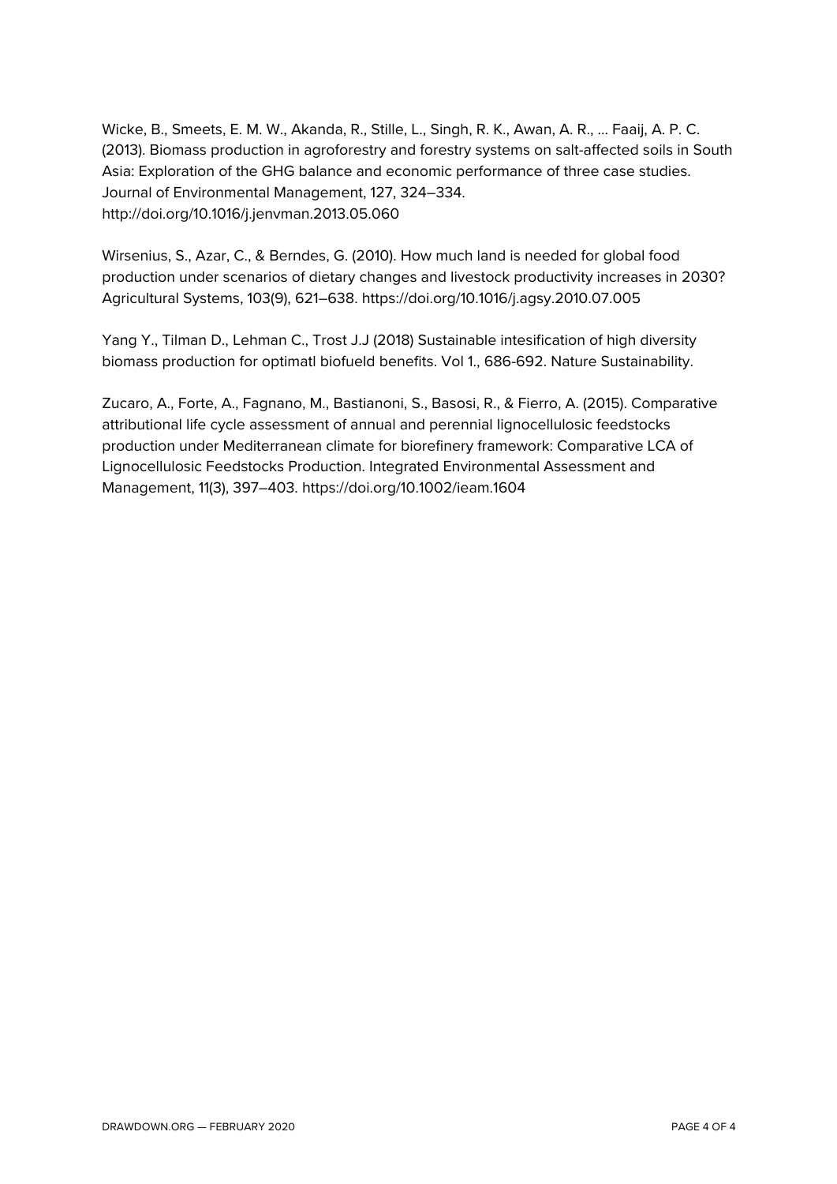Wicke, B., Smeets, E. M. W., Akanda, R., Stille, L., Singh, R. K., Awan, A. R., … Faaij, A. P. C. (2013). Biomass production in agroforestry and forestry systems on salt-affected soils in South Asia: Exploration of the GHG balance and economic performance of three case studies. Journal of Environmental Management, 127, 324–334. http://doi.org/10.1016/j.jenvman.2013.05.060

Wirsenius, S., Azar, C., & Berndes, G. (2010). How much land is needed for global food production under scenarios of dietary changes and livestock productivity increases in 2030? Agricultural Systems, 103(9), 621–638. https://doi.org/10.1016/j.agsy.2010.07.005

Yang Y., Tilman D., Lehman C., Trost J.J (2018) Sustainable intesification of high diversity biomass production for optimatl biofueld benefits. Vol 1., 686-692. Nature Sustainability.

Zucaro, A., Forte, A., Fagnano, M., Bastianoni, S., Basosi, R., & Fierro, A. (2015). Comparative attributional life cycle assessment of annual and perennial lignocellulosic feedstocks production under Mediterranean climate for biorefinery framework: Comparative LCA of Lignocellulosic Feedstocks Production. Integrated Environmental Assessment and Management, 11(3), 397–403. https://doi.org/10.1002/ieam.1604